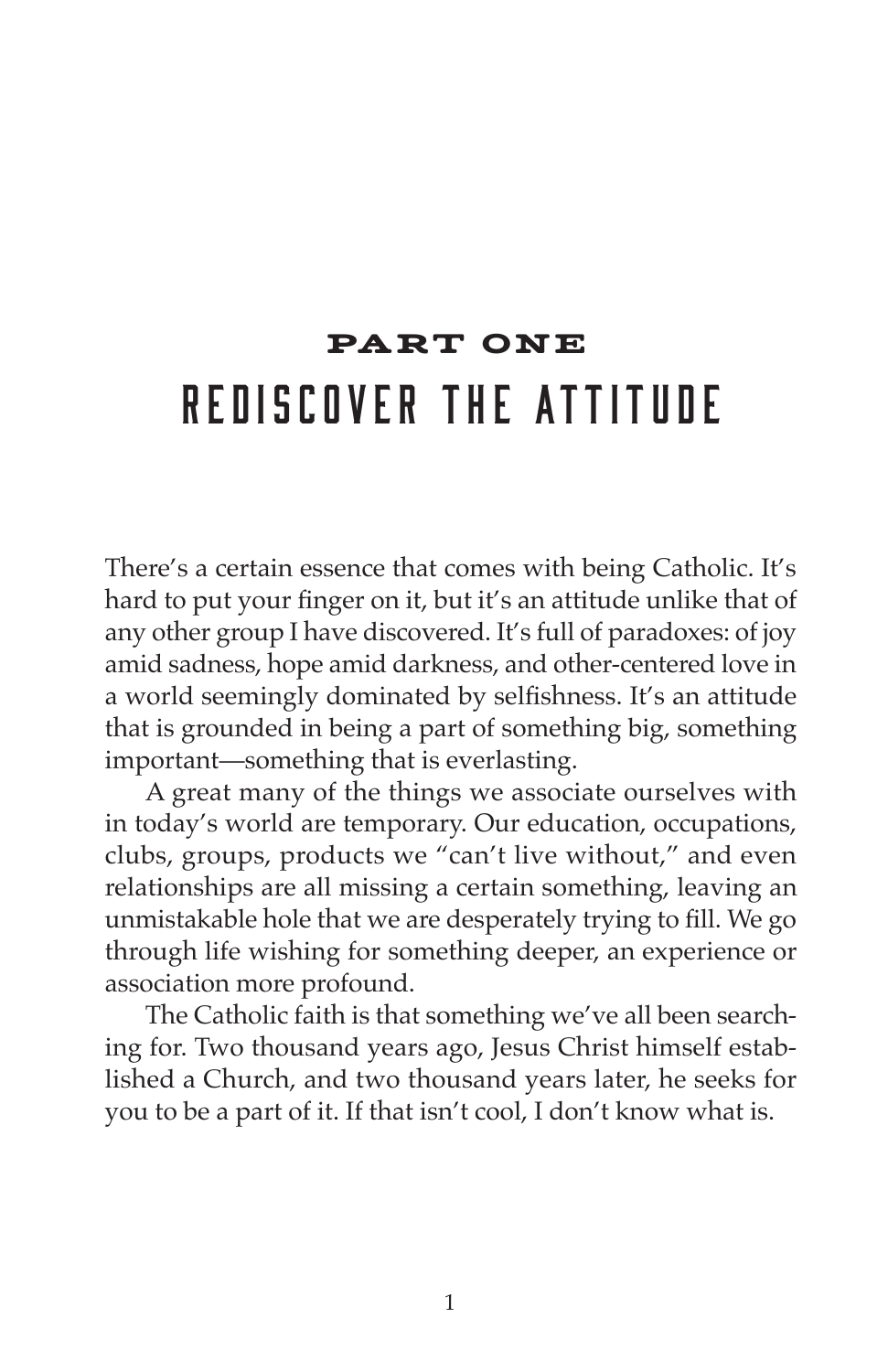# PART ONE
# REDISCOVER THE ATTITUDE

There's a certain essence that comes with being Catholic. It's hard to put your finger on it, but it's an attitude unlike that of any other group I have discovered. It's full of paradoxes: of joy amid sadness, hope amid darkness, and other-centered love in a world seemingly dominated by selfishness. It's an attitude that is grounded in being a part of something big, something important—something that is everlasting.

A great many of the things we associate ourselves with in today's world are temporary. Our education, occupations, clubs, groups, products we "can't live without," and even relationships are all missing a certain something, leaving an unmistakable hole that we are desperately trying to fill. We go through life wishing for something deeper, an experience or association more profound.

The Catholic faith is that something we've all been searching for. Two thousand years ago, Jesus Christ himself established a Church, and two thousand years later, he seeks for you to be a part of it. If that isn't cool, I don't know what is.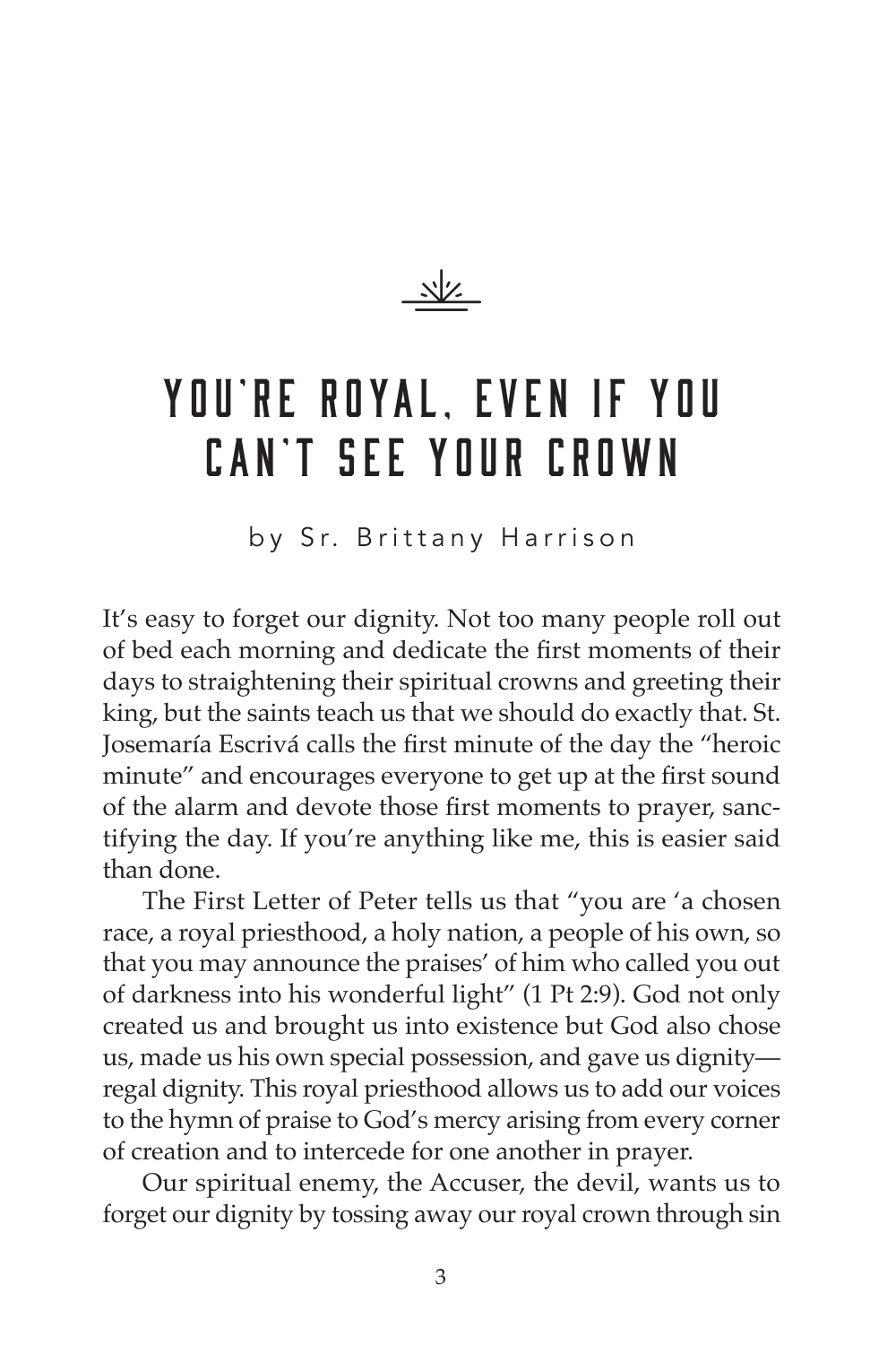# YOU'RE ROYAL, EVEN IF YOU CAN'T SEE YOUR CROWN

by Sr. Brittany Harrison

It's easy to forget our dignity. Not too many people roll out of bed each morning and dedicate the first moments of their days to straightening their spiritual crowns and greeting their king, but the saints teach us that we should do exactly that. St. Josemaría Escrivá calls the first minute of the day the "heroic minute" and encourages everyone to get up at the first sound of the alarm and devote those first moments to prayer, sanctifying the day. If you're anything like me, this is easier said than done.

The First Letter of Peter tells us that "you are 'a chosen race, a royal priesthood, a holy nation, a people of his own, so that you may announce the praises' of him who called you out of darkness into his wonderful light" (1 Pt 2:9). God not only created us and brought us into existence but God also chose us, made us his own special possession, and gave us dignity—regal dignity. This royal priesthood allows us to add our voices to the hymn of praise to God's mercy arising from every corner of creation and to intercede for one another in prayer.

Our spiritual enemy, the Accuser, the devil, wants us to forget our dignity by tossing away our royal crown through sin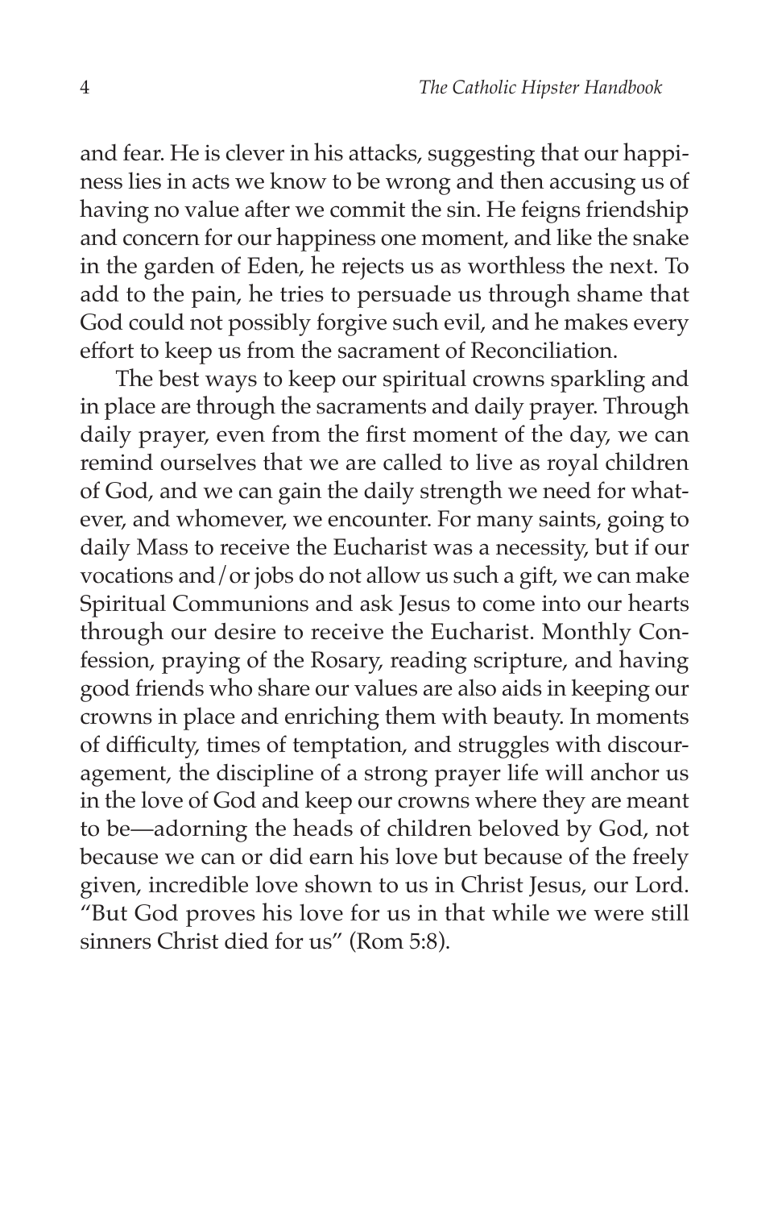and fear. He is clever in his attacks, suggesting that our happiness lies in acts we know to be wrong and then accusing us of having no value after we commit the sin. He feigns friendship and concern for our happiness one moment, and like the snake in the garden of Eden, he rejects us as worthless the next. To add to the pain, he tries to persuade us through shame that God could not possibly forgive such evil, and he makes every effort to keep us from the sacrament of Reconciliation.

The best ways to keep our spiritual crowns sparkling and in place are through the sacraments and daily prayer. Through daily prayer, even from the first moment of the day, we can remind ourselves that we are called to live as royal children of God, and we can gain the daily strength we need for whatever, and whomever, we encounter. For many saints, going to daily Mass to receive the Eucharist was a necessity, but if our vocations and/or jobs do not allow us such a gift, we can make Spiritual Communions and ask Jesus to come into our hearts through our desire to receive the Eucharist. Monthly Confession, praying of the Rosary, reading scripture, and having good friends who share our values are also aids in keeping our crowns in place and enriching them with beauty. In moments of difficulty, times of temptation, and struggles with discouragement, the discipline of a strong prayer life will anchor us in the love of God and keep our crowns where they are meant to be—adorning the heads of children beloved by God, not because we can or did earn his love but because of the freely given, incredible love shown to us in Christ Jesus, our Lord. "But God proves his love for us in that while we were still sinners Christ died for us" (Rom 5:8).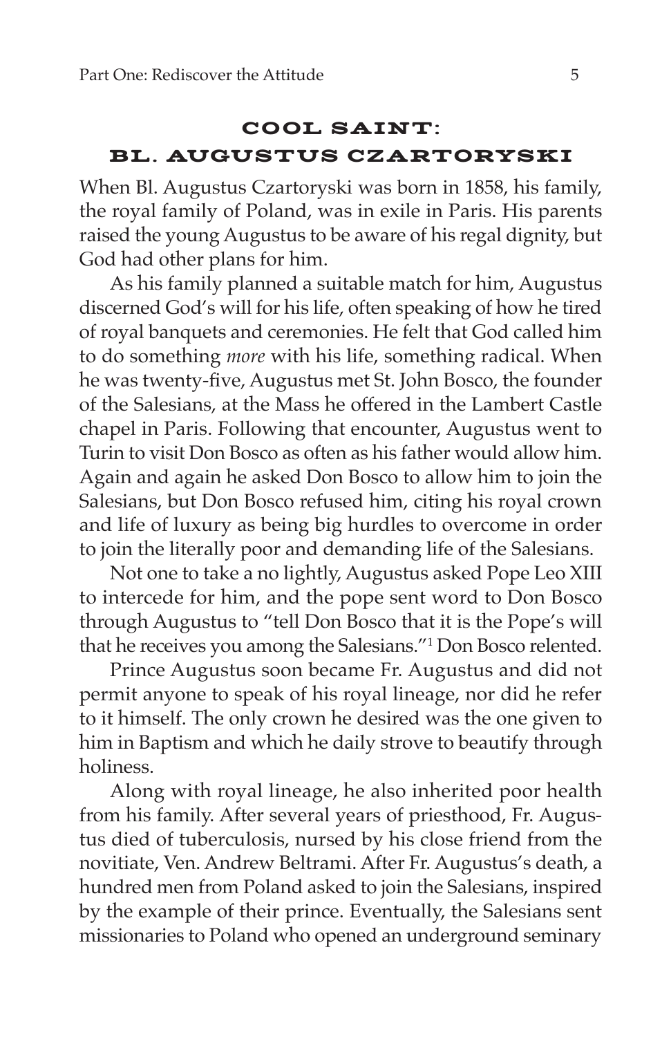## COOL SAINT: BL. AUGUSTUS CZARTORYSKI

When Bl. Augustus Czartoryski was born in 1858, his family, the royal family of Poland, was in exile in Paris. His parents raised the young Augustus to be aware of his regal dignity, but God had other plans for him.

As his family planned a suitable match for him, Augustus discerned God's will for his life, often speaking of how he tired of royal banquets and ceremonies. He felt that God called him to do something *more* with his life, something radical. When he was twenty-five, Augustus met St. John Bosco, the founder of the Salesians, at the Mass he offered in the Lambert Castle chapel in Paris. Following that encounter, Augustus went to Turin to visit Don Bosco as often as his father would allow him. Again and again he asked Don Bosco to allow him to join the Salesians, but Don Bosco refused him, citing his royal crown and life of luxury as being big hurdles to overcome in order to join the literally poor and demanding life of the Salesians.

Not one to take a no lightly, Augustus asked Pope Leo XIII to intercede for him, and the pope sent word to Don Bosco through Augustus to "tell Don Bosco that it is the Pope's will that he receives you among the Salesians."[1] Don Bosco relented.

Prince Augustus soon became Fr. Augustus and did not permit anyone to speak of his royal lineage, nor did he refer to it himself. The only crown he desired was the one given to him in Baptism and which he daily strove to beautify through holiness.

Along with royal lineage, he also inherited poor health from his family. After several years of priesthood, Fr. Augustus died of tuberculosis, nursed by his close friend from the novitiate, Ven. Andrew Beltrami. After Fr. Augustus's death, a hundred men from Poland asked to join the Salesians, inspired by the example of their prince. Eventually, the Salesians sent missionaries to Poland who opened an underground seminary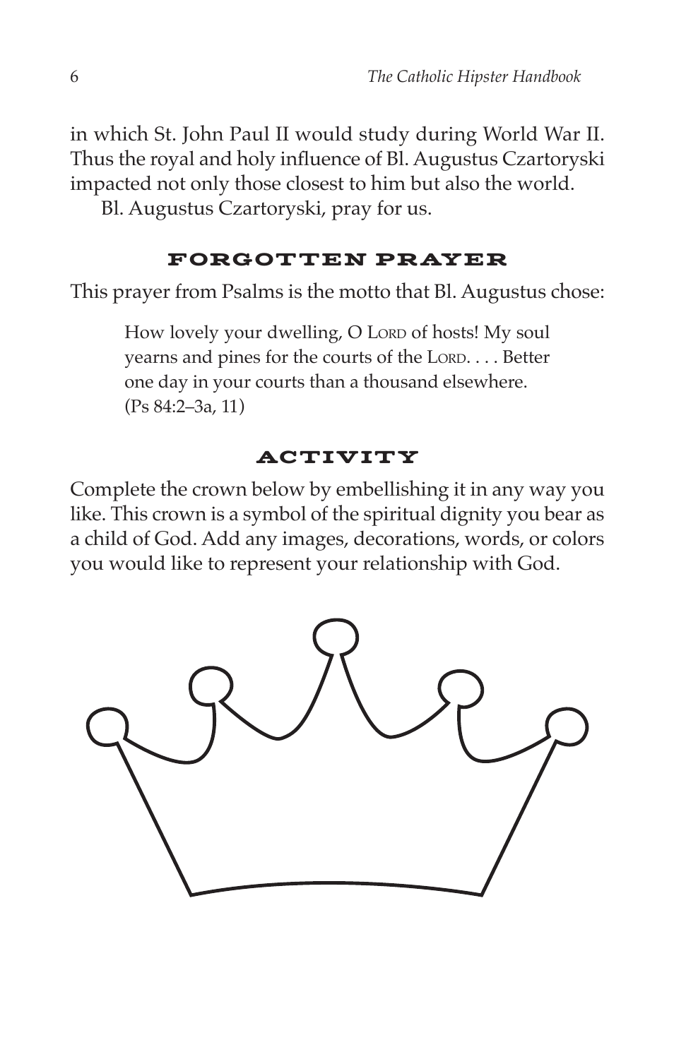in which St. John Paul II would study during World War II. Thus the royal and holy influence of Bl. Augustus Czartoryski impacted not only those closest to him but also the world.

Bl. Augustus Czartoryski, pray for us.

## FORGOTTEN PRAYER

This prayer from Psalms is the motto that Bl. Augustus chose:

> How lovely your dwelling, O LORD of hosts! My soul yearns and pines for the courts of the LORD. . . . Better one day in your courts than a thousand elsewhere. (Ps 84:2–3a, 11)

## ACTIVITY

Complete the crown below by embellishing it in any way you like. This crown is a symbol of the spiritual dignity you bear as a child of God. Add any images, decorations, words, or colors you would like to represent your relationship with God.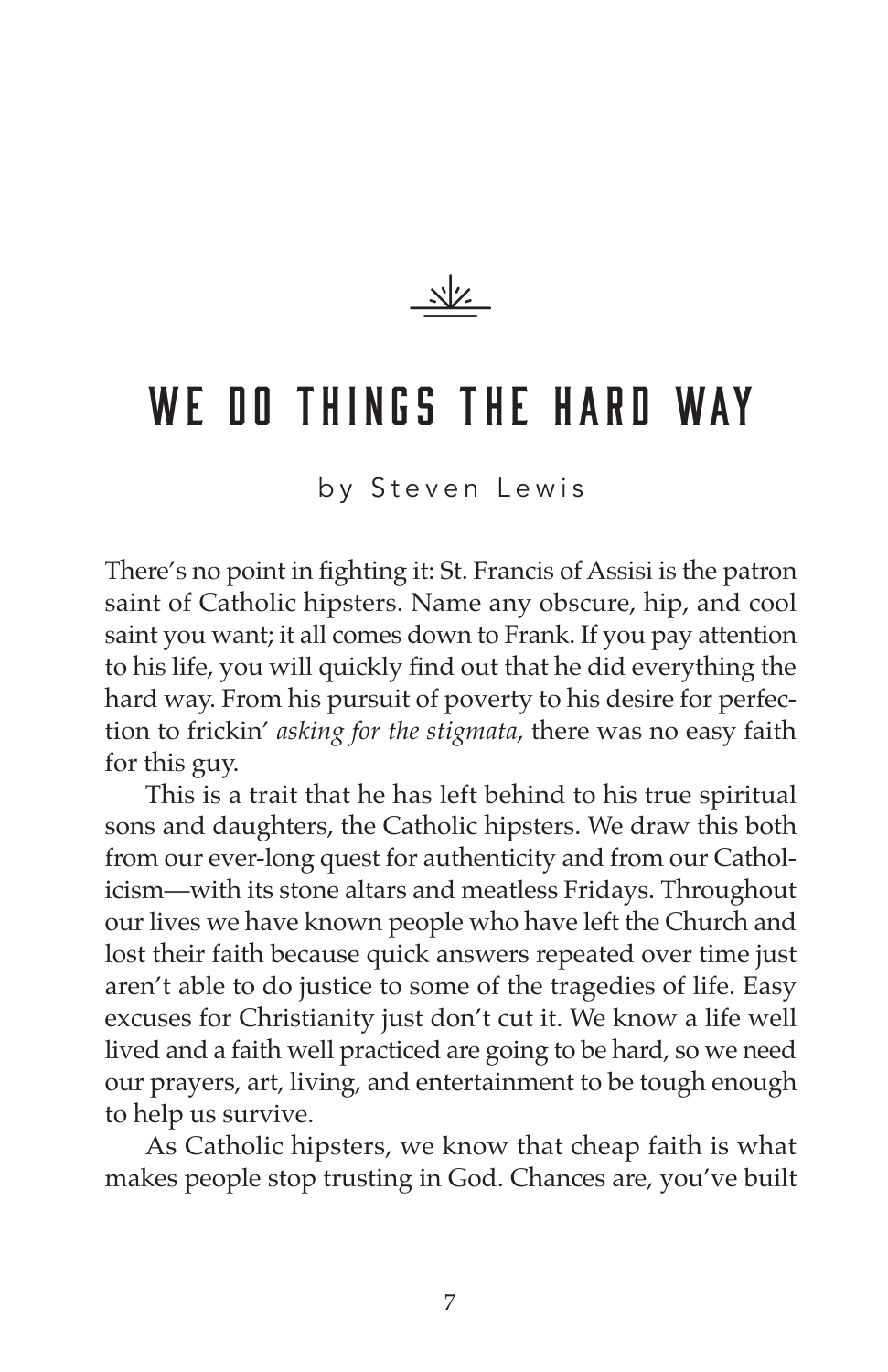# WE DO THINGS THE HARD WAY

by Steven Lewis

There's no point in fighting it: St. Francis of Assisi is the patron saint of Catholic hipsters. Name any obscure, hip, and cool saint you want; it all comes down to Frank. If you pay attention to his life, you will quickly find out that he did everything the hard way. From his pursuit of poverty to his desire for perfection to frickin' *asking for the stigmata*, there was no easy faith for this guy.

This is a trait that he has left behind to his true spiritual sons and daughters, the Catholic hipsters. We draw this both from our ever-long quest for authenticity and from our Catholicism—with its stone altars and meatless Fridays. Throughout our lives we have known people who have left the Church and lost their faith because quick answers repeated over time just aren't able to do justice to some of the tragedies of life. Easy excuses for Christianity just don't cut it. We know a life well lived and a faith well practiced are going to be hard, so we need our prayers, art, living, and entertainment to be tough enough to help us survive.

As Catholic hipsters, we know that cheap faith is what makes people stop trusting in God. Chances are, you've built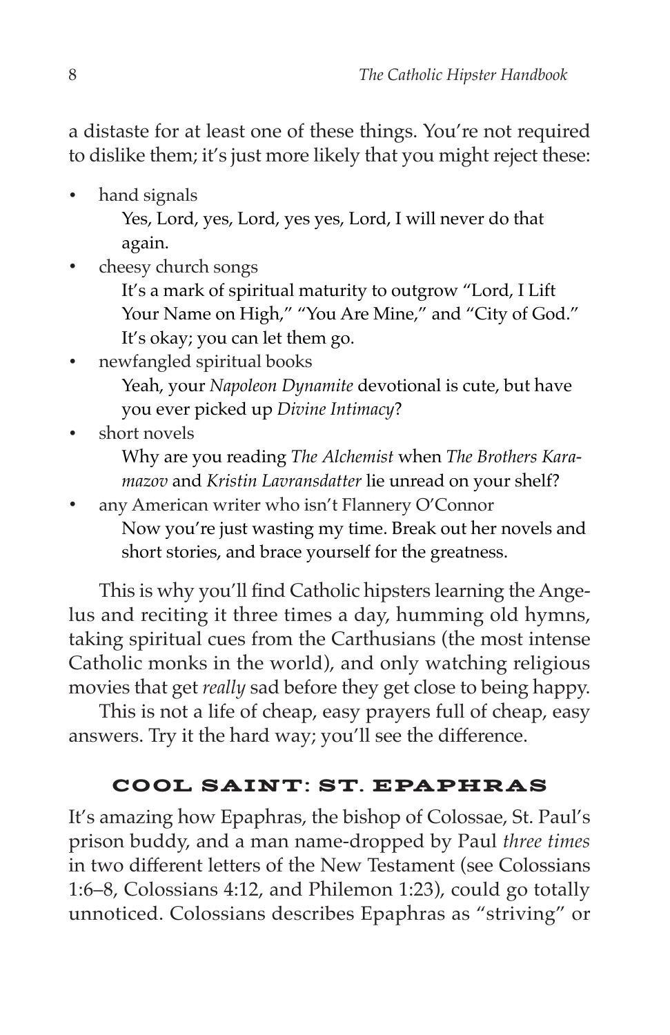a distaste for at least one of these things. You're not required to dislike them; it's just more likely that you might reject these:

- hand signals
  Yes, Lord, yes, Lord, yes yes, Lord, I will never do that again.
- cheesy church songs
  It's a mark of spiritual maturity to outgrow "Lord, I Lift Your Name on High," "You Are Mine," and "City of God." It's okay; you can let them go.
- newfangled spiritual books
  Yeah, your *Napoleon Dynamite* devotional is cute, but have you ever picked up *Divine Intimacy*?
- short novels
  Why are you reading *The Alchemist* when *The Brothers Karamazov* and *Kristin Lavransdatter* lie unread on your shelf?
- any American writer who isn't Flannery O'Connor
  Now you're just wasting my time. Break out her novels and short stories, and brace yourself for the greatness.

This is why you'll find Catholic hipsters learning the Angelus and reciting it three times a day, humming old hymns, taking spiritual cues from the Carthusians (the most intense Catholic monks in the world), and only watching religious movies that get *really* sad before they get close to being happy.

This is not a life of cheap, easy prayers full of cheap, easy answers. Try it the hard way; you'll see the difference.

## COOL SAINT: ST. EPAPHRAS

It's amazing how Epaphras, the bishop of Colossae, St. Paul's prison buddy, and a man name-dropped by Paul *three times* in two different letters of the New Testament (see Colossians 1:6–8, Colossians 4:12, and Philemon 1:23), could go totally unnoticed. Colossians describes Epaphras as "striving" or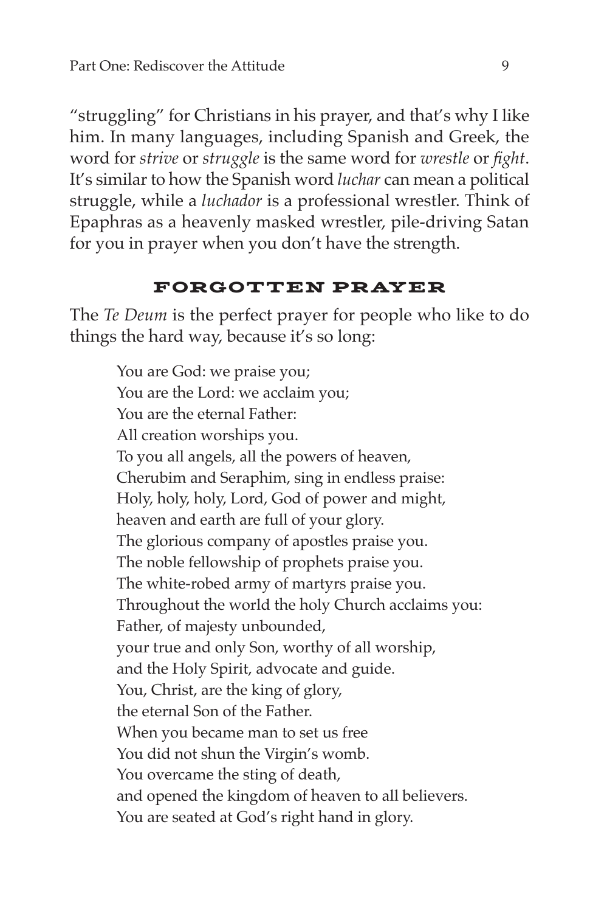"struggling" for Christians in his prayer, and that's why I like him. In many languages, including Spanish and Greek, the word for *strive* or *struggle* is the same word for *wrestle* or *fight*. It's similar to how the Spanish word *luchar* can mean a political struggle, while a *luchador* is a professional wrestler. Think of Epaphras as a heavenly masked wrestler, pile-driving Satan for you in prayer when you don't have the strength.

## FORGOTTEN PRAYER

The *Te Deum* is the perfect prayer for people who like to do things the hard way, because it's so long:

> You are God: we praise you;
> You are the Lord: we acclaim you;
> You are the eternal Father:
> All creation worships you.
> To you all angels, all the powers of heaven,
> Cherubim and Seraphim, sing in endless praise:
> Holy, holy, holy, Lord, God of power and might,
> heaven and earth are full of your glory.
> The glorious company of apostles praise you.
> The noble fellowship of prophets praise you.
> The white-robed army of martyrs praise you.
> Throughout the world the holy Church acclaims you:
> Father, of majesty unbounded,
> your true and only Son, worthy of all worship,
> and the Holy Spirit, advocate and guide.
> You, Christ, are the king of glory,
> the eternal Son of the Father.
> When you became man to set us free
> You did not shun the Virgin's womb.
> You overcame the sting of death,
> and opened the kingdom of heaven to all believers.
> You are seated at God's right hand in glory.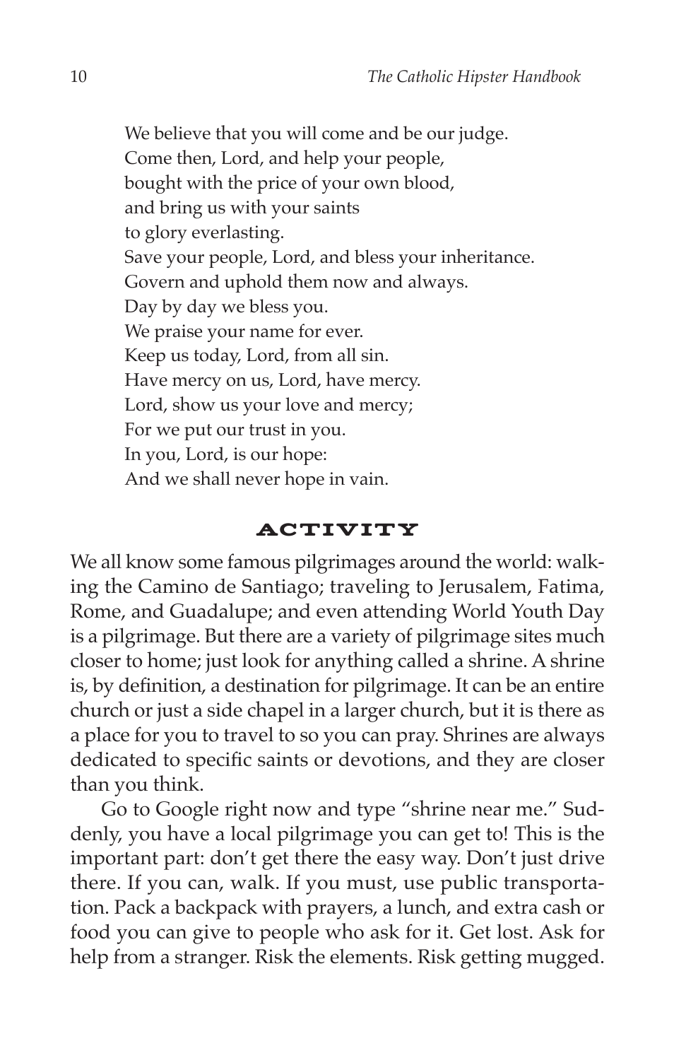We believe that you will come and be our judge.
Come then, Lord, and help your people,
bought with the price of your own blood,
and bring us with your saints
to glory everlasting.
Save your people, Lord, and bless your inheritance.
Govern and uphold them now and always.
Day by day we bless you.
We praise your name for ever.
Keep us today, Lord, from all sin.
Have mercy on us, Lord, have mercy.
Lord, show us your love and mercy;
For we put our trust in you.
In you, Lord, is our hope:
And we shall never hope in vain.

## ACTIVITY

We all know some famous pilgrimages around the world: walking the Camino de Santiago; traveling to Jerusalem, Fatima, Rome, and Guadalupe; and even attending World Youth Day is a pilgrimage. But there are a variety of pilgrimage sites much closer to home; just look for anything called a shrine. A shrine is, by definition, a destination for pilgrimage. It can be an entire church or just a side chapel in a larger church, but it is there as a place for you to travel to so you can pray. Shrines are always dedicated to specific saints or devotions, and they are closer than you think.

Go to Google right now and type "shrine near me." Suddenly, you have a local pilgrimage you can get to! This is the important part: don't get there the easy way. Don't just drive there. If you can, walk. If you must, use public transportation. Pack a backpack with prayers, a lunch, and extra cash or food you can give to people who ask for it. Get lost. Ask for help from a stranger. Risk the elements. Risk getting mugged.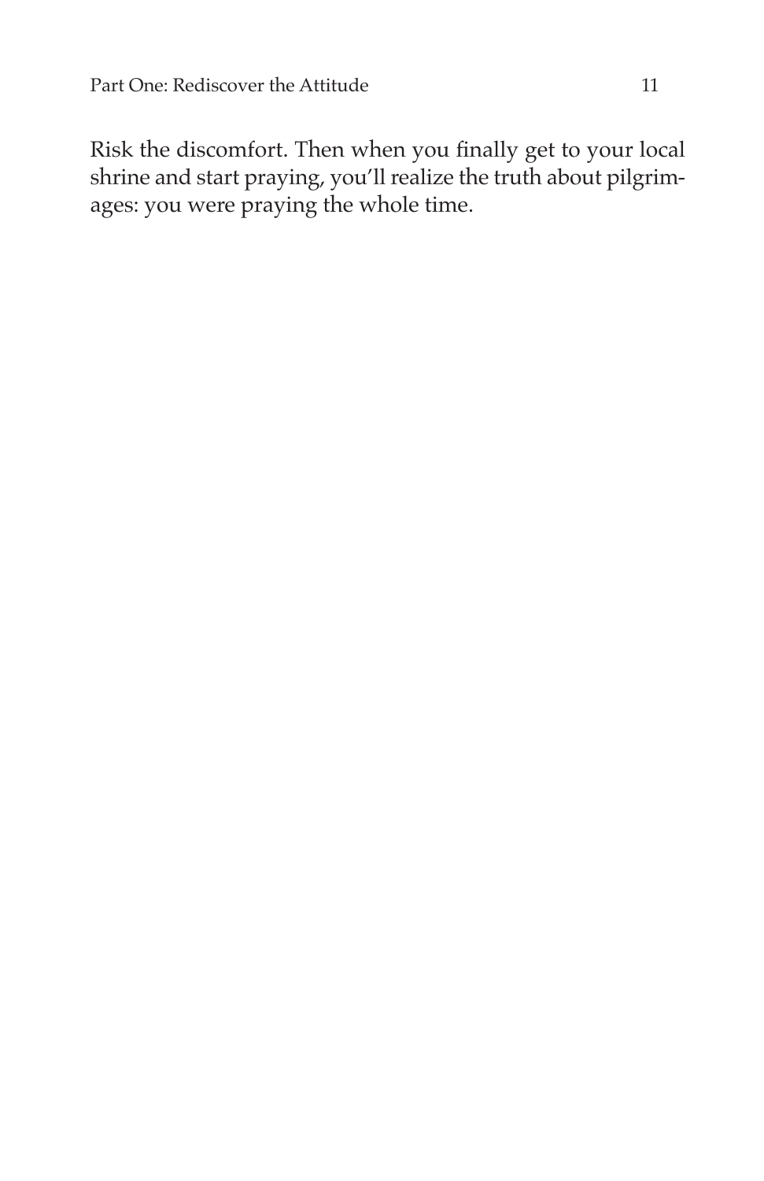Risk the discomfort. Then when you finally get to your local shrine and start praying, you'll realize the truth about pilgrimages: you were praying the whole time.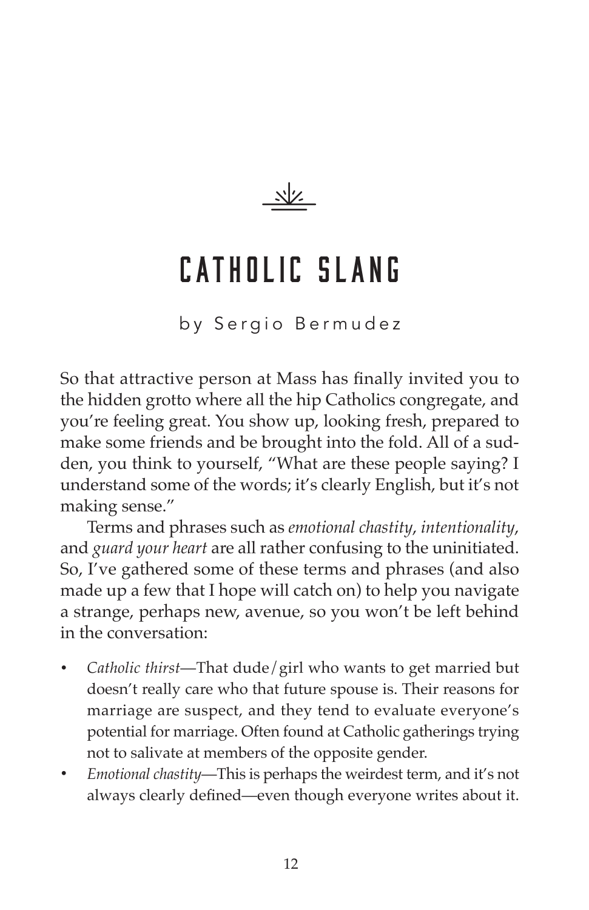# CATHOLIC SLANG

by Sergio Bermudez

So that attractive person at Mass has finally invited you to the hidden grotto where all the hip Catholics congregate, and you're feeling great. You show up, looking fresh, prepared to make some friends and be brought into the fold. All of a sudden, you think to yourself, "What are these people saying? I understand some of the words; it's clearly English, but it's not making sense."

Terms and phrases such as *emotional chastity*, *intentionality*, and *guard your heart* are all rather confusing to the uninitiated. So, I've gathered some of these terms and phrases (and also made up a few that I hope will catch on) to help you navigate a strange, perhaps new, avenue, so you won't be left behind in the conversation:

- *Catholic thirst*—That dude/girl who wants to get married but doesn't really care who that future spouse is. Their reasons for marriage are suspect, and they tend to evaluate everyone's potential for marriage. Often found at Catholic gatherings trying not to salivate at members of the opposite gender.
- *Emotional chastity*—This is perhaps the weirdest term, and it's not always clearly defined—even though everyone writes about it.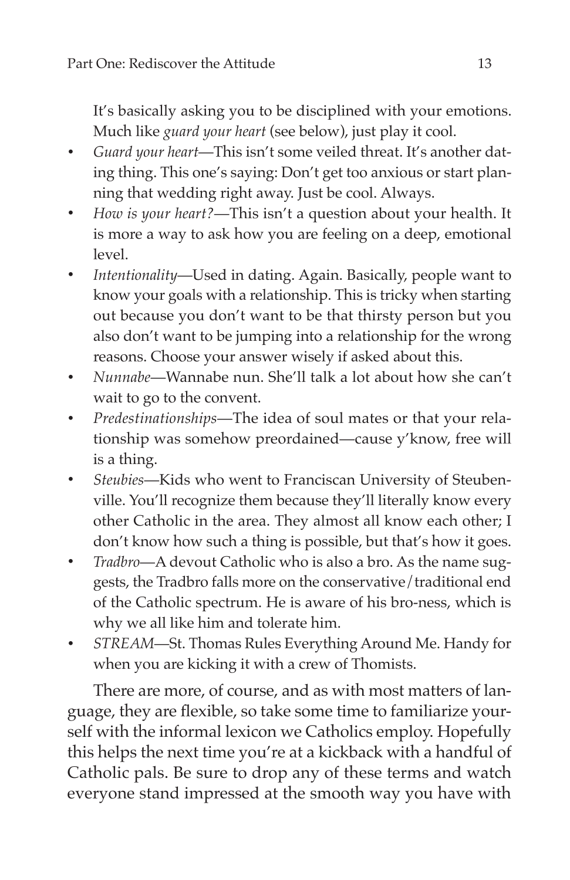It's basically asking you to be disciplined with your emotions. Much like *guard your heart* (see below), just play it cool.

- *Guard your heart*—This isn't some veiled threat. It's another dating thing. This one's saying: Don't get too anxious or start planning that wedding right away. Just be cool. Always.
- *How is your heart?*—This isn't a question about your health. It is more a way to ask how you are feeling on a deep, emotional level.
- *Intentionality*—Used in dating. Again. Basically, people want to know your goals with a relationship. This is tricky when starting out because you don't want to be that thirsty person but you also don't want to be jumping into a relationship for the wrong reasons. Choose your answer wisely if asked about this.
- *Nunnabe*—Wannabe nun. She'll talk a lot about how she can't wait to go to the convent.
- *Predestinationships*—The idea of soul mates or that your relationship was somehow preordained—cause y'know, free will is a thing.
- *Steubies*—Kids who went to Franciscan University of Steubenville. You'll recognize them because they'll literally know every other Catholic in the area. They almost all know each other; I don't know how such a thing is possible, but that's how it goes.
- *Tradbro*—A devout Catholic who is also a bro. As the name suggests, the Tradbro falls more on the conservative/traditional end of the Catholic spectrum. He is aware of his bro-ness, which is why we all like him and tolerate him.
- *STREAM*—St. Thomas Rules Everything Around Me. Handy for when you are kicking it with a crew of Thomists.

There are more, of course, and as with most matters of language, they are flexible, so take some time to familiarize yourself with the informal lexicon we Catholics employ. Hopefully this helps the next time you're at a kickback with a handful of Catholic pals. Be sure to drop any of these terms and watch everyone stand impressed at the smooth way you have with